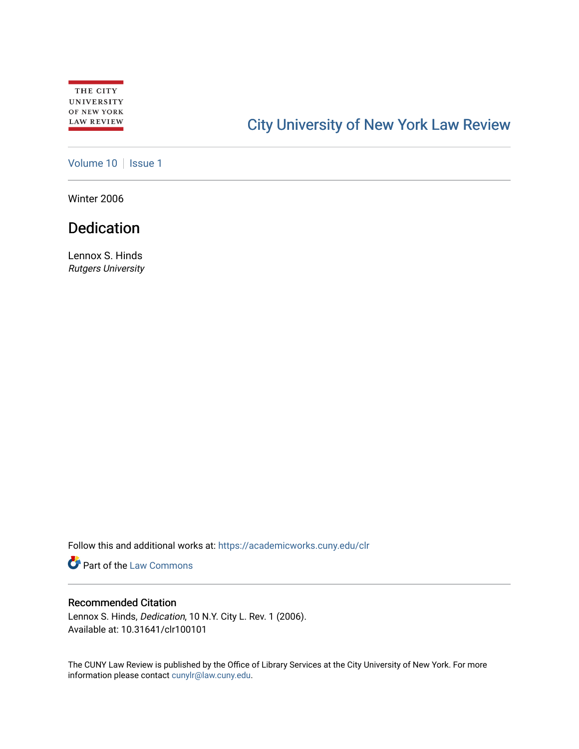THE CITY UNIVERSITY OF NEW YORK LAW REVIEW

City University of New York Law Review

Volume 10 | Issue 1

Winter 2006

# Dedication

Lennox S. Hinds
*Rutgers University*

Follow this and additional works at: https://academicworks.cuny.edu/clr

Part of the Law Commons

### Recommended Citation

Lennox S. Hinds, *Dedication*, 10 N.Y. City L. Rev. 1 (2006).
Available at: 10.31641/clr100101

The CUNY Law Review is published by the Office of Library Services at the City University of New York. For more information please contact cunylr@law.cuny.edu.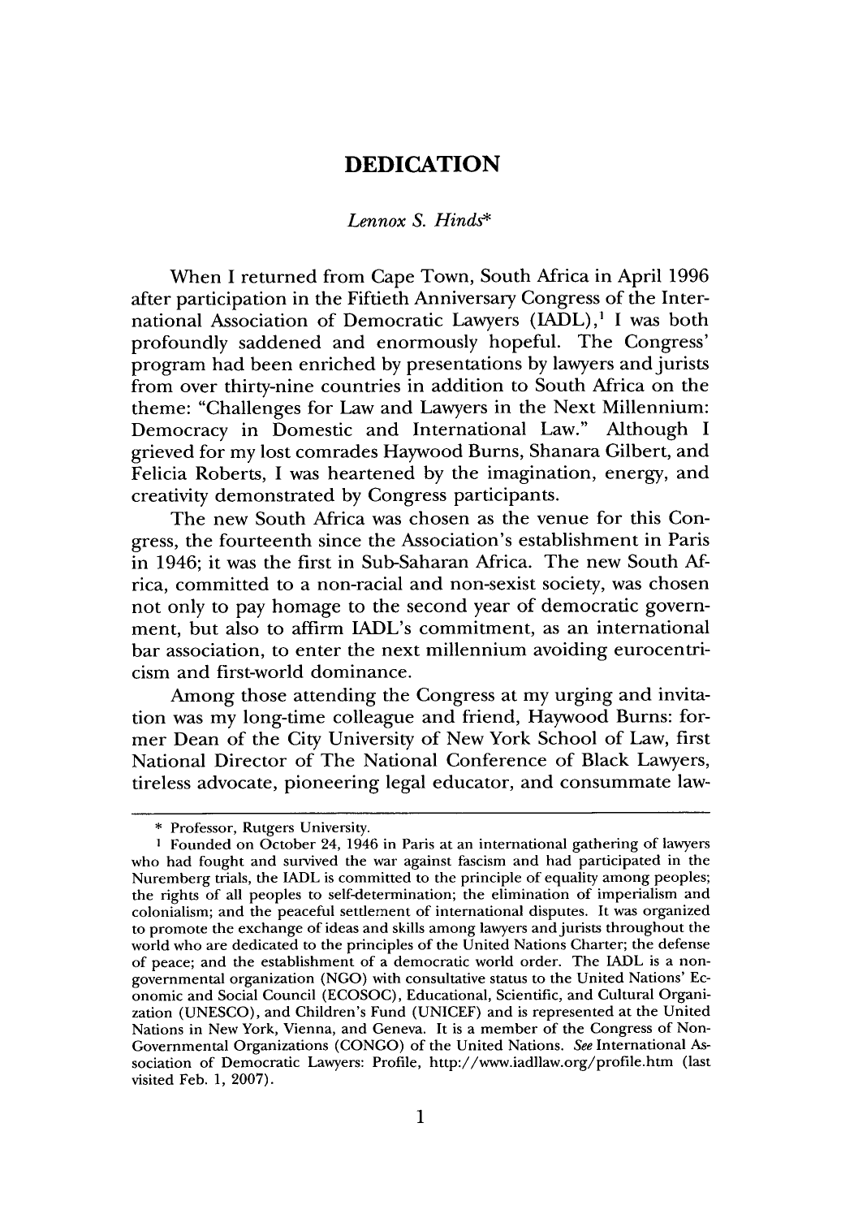# DEDICATION

*Lennox S. Hinds*\*

When I returned from Cape Town, South Africa in April 1996 after participation in the Fiftieth Anniversary Congress of the International Association of Democratic Lawyers (IADL),[1] I was both profoundly saddened and enormously hopeful. The Congress' program had been enriched by presentations by lawyers and jurists from over thirty-nine countries in addition to South Africa on the theme: "Challenges for Law and Lawyers in the Next Millennium: Democracy in Domestic and International Law." Although I grieved for my lost comrades Haywood Burns, Shanara Gilbert, and Felicia Roberts, I was heartened by the imagination, energy, and creativity demonstrated by Congress participants.

The new South Africa was chosen as the venue for this Congress, the fourteenth since the Association's establishment in Paris in 1946; it was the first in Sub-Saharan Africa. The new South Africa, committed to a non-racial and non-sexist society, was chosen not only to pay homage to the second year of democratic government, but also to affirm IADL's commitment, as an international bar association, to enter the next millennium avoiding eurocentricism and first-world dominance.

Among those attending the Congress at my urging and invitation was my long-time colleague and friend, Haywood Burns: former Dean of the City University of New York School of Law, first National Director of The National Conference of Black Lawyers, tireless advocate, pioneering legal educator, and consummate law-

---

\* Professor, Rutgers University.

[1] Founded on October 24, 1946 in Paris at an international gathering of lawyers who had fought and survived the war against fascism and had participated in the Nuremberg trials, the IADL is committed to the principle of equality among peoples; the rights of all peoples to self-determination; the elimination of imperialism and colonialism; and the peaceful settlement of international disputes. It was organized to promote the exchange of ideas and skills among lawyers and jurists throughout the world who are dedicated to the principles of the United Nations Charter; the defense of peace; and the establishment of a democratic world order. The IADL is a non-governmental organization (NGO) with consultative status to the United Nations' Economic and Social Council (ECOSOC), Educational, Scientific, and Cultural Organization (UNESCO), and Children's Fund (UNICEF) and is represented at the United Nations in New York, Vienna, and Geneva. It is a member of the Congress of Non-Governmental Organizations (CONGO) of the United Nations. *See* International Association of Democratic Lawyers: Profile, http://www.iadllaw.org/profile.htm (last visited Feb. 1, 2007).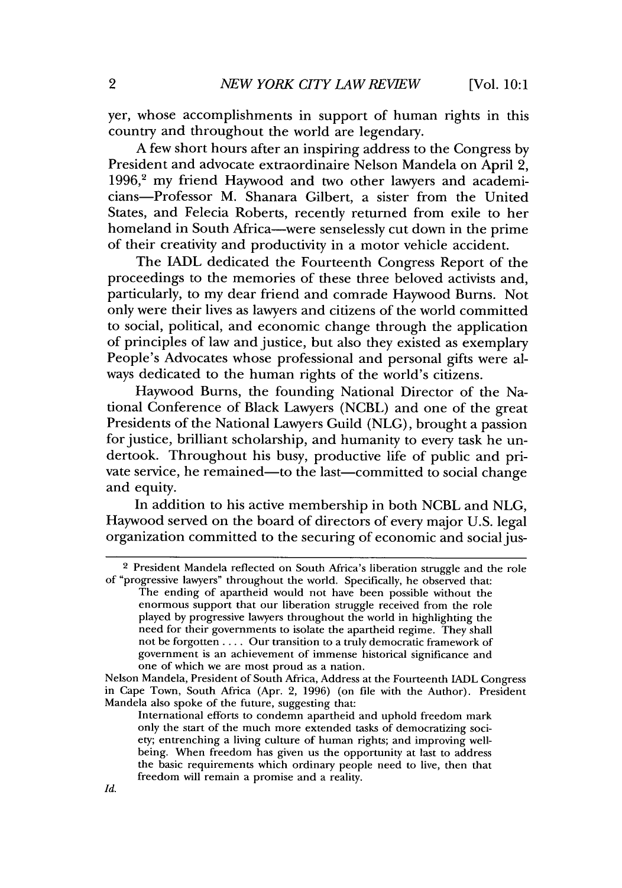yer, whose accomplishments in support of human rights in this country and throughout the world are legendary.

A few short hours after an inspiring address to the Congress by President and advocate extraordinaire Nelson Mandela on April 2, 1996,[2] my friend Haywood and two other lawyers and academicians—Professor M. Shanara Gilbert, a sister from the United States, and Felecia Roberts, recently returned from exile to her homeland in South Africa—were senselessly cut down in the prime of their creativity and productivity in a motor vehicle accident.

The IADL dedicated the Fourteenth Congress Report of the proceedings to the memories of these three beloved activists and, particularly, to my dear friend and comrade Haywood Burns. Not only were their lives as lawyers and citizens of the world committed to social, political, and economic change through the application of principles of law and justice, but also they existed as exemplary People's Advocates whose professional and personal gifts were always dedicated to the human rights of the world's citizens.

Haywood Burns, the founding National Director of the National Conference of Black Lawyers (NCBL) and one of the great Presidents of the National Lawyers Guild (NLG), brought a passion for justice, brilliant scholarship, and humanity to every task he undertook. Throughout his busy, productive life of public and private service, he remained—to the last—committed to social change and equity.

In addition to his active membership in both NCBL and NLG, Haywood served on the board of directors of every major U.S. legal organization committed to the securing of economic and social jus-

---

[2] President Mandela reflected on South Africa's liberation struggle and the role of "progressive lawyers" throughout the world. Specifically, he observed that:

> The ending of apartheid would not have been possible without the enormous support that our liberation struggle received from the role played by progressive lawyers throughout the world in highlighting the need for their governments to isolate the apartheid regime. They shall not be forgotten . . . . Our transition to a truly democratic framework of government is an achievement of immense historical significance and one of which we are most proud as a nation.

Nelson Mandela, President of South Africa, Address at the Fourteenth IADL Congress in Cape Town, South Africa (Apr. 2, 1996) (on file with the Author). President Mandela also spoke of the future, suggesting that:

> International efforts to condemn apartheid and uphold freedom mark only the start of the much more extended tasks of democratizing society; entrenching a living culture of human rights; and improving well-being. When freedom has given us the opportunity at last to address the basic requirements which ordinary people need to live, then that freedom will remain a promise and a reality.

*Id.*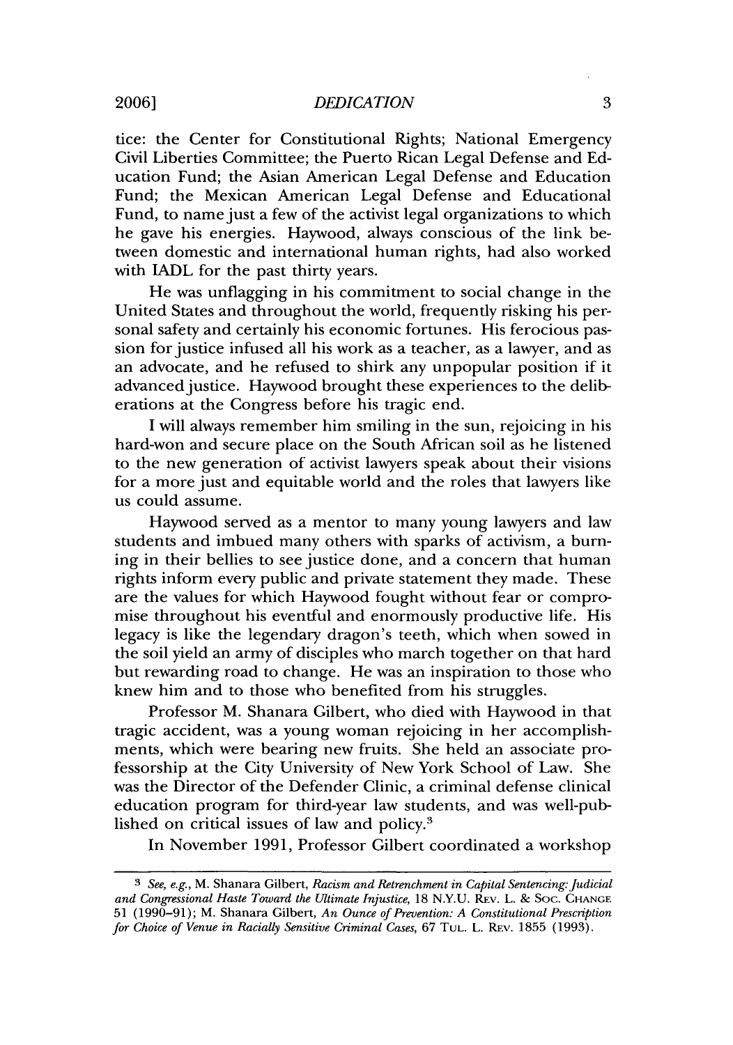tice: the Center for Constitutional Rights; National Emergency Civil Liberties Committee; the Puerto Rican Legal Defense and Education Fund; the Asian American Legal Defense and Education Fund; the Mexican American Legal Defense and Educational Fund, to name just a few of the activist legal organizations to which he gave his energies. Haywood, always conscious of the link between domestic and international human rights, had also worked with IADL for the past thirty years.

He was unflagging in his commitment to social change in the United States and throughout the world, frequently risking his personal safety and certainly his economic fortunes. His ferocious passion for justice infused all his work as a teacher, as a lawyer, and as an advocate, and he refused to shirk any unpopular position if it advanced justice. Haywood brought these experiences to the deliberations at the Congress before his tragic end.

I will always remember him smiling in the sun, rejoicing in his hard-won and secure place on the South African soil as he listened to the new generation of activist lawyers speak about their visions for a more just and equitable world and the roles that lawyers like us could assume.

Haywood served as a mentor to many young lawyers and law students and imbued many others with sparks of activism, a burning in their bellies to see justice done, and a concern that human rights inform every public and private statement they made. These are the values for which Haywood fought without fear or compromise throughout his eventful and enormously productive life. His legacy is like the legendary dragon's teeth, which when sowed in the soil yield an army of disciples who march together on that hard but rewarding road to change. He was an inspiration to those who knew him and to those who benefited from his struggles.

Professor M. Shanara Gilbert, who died with Haywood in that tragic accident, was a young woman rejoicing in her accomplishments, which were bearing new fruits. She held an associate professorship at the City University of New York School of Law. She was the Director of the Defender Clinic, a criminal defense clinical education program for third-year law students, and was well-published on critical issues of law and policy.[3]

In November 1991, Professor Gilbert coordinated a workshop

---

[3] *See, e.g.*, M. Shanara Gilbert, *Racism and Retrenchment in Capital Sentencing: Judicial and Congressional Haste Toward the Ultimate Injustice*, 18 N.Y.U. Rev. L. & Soc. Change 51 (1990–91); M. Shanara Gilbert, *An Ounce of Prevention: A Constitutional Prescription for Choice of Venue in Racially Sensitive Criminal Cases*, 67 Tul. L. Rev. 1855 (1993).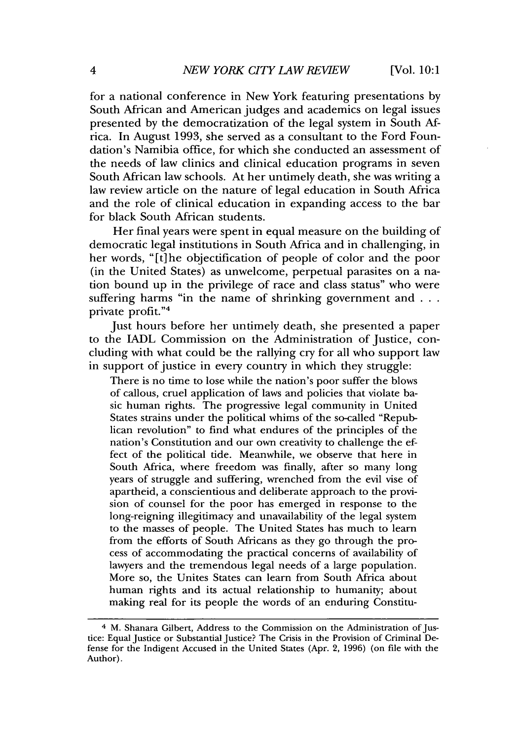for a national conference in New York featuring presentations by South African and American judges and academics on legal issues presented by the democratization of the legal system in South Africa. In August 1993, she served as a consultant to the Ford Foundation's Namibia office, for which she conducted an assessment of the needs of law clinics and clinical education programs in seven South African law schools. At her untimely death, she was writing a law review article on the nature of legal education in South Africa and the role of clinical education in expanding access to the bar for black South African students.

Her final years were spent in equal measure on the building of democratic legal institutions in South Africa and in challenging, in her words, "[t]he objectification of people of color and the poor (in the United States) as unwelcome, perpetual parasites on a nation bound up in the privilege of race and class status" who were suffering harms "in the name of shrinking government and . . . private profit."[4]

Just hours before her untimely death, she presented a paper to the IADL Commission on the Administration of Justice, concluding with what could be the rallying cry for all who support law in support of justice in every country in which they struggle:

> There is no time to lose while the nation's poor suffer the blows of callous, cruel application of laws and policies that violate basic human rights. The progressive legal community in United States strains under the political whims of the so-called "Republican revolution" to find what endures of the principles of the nation's Constitution and our own creativity to challenge the effect of the political tide. Meanwhile, we observe that here in South Africa, where freedom was finally, after so many long years of struggle and suffering, wrenched from the evil vise of apartheid, a conscientious and deliberate approach to the provision of counsel for the poor has emerged in response to the long-reigning illegitimacy and unavailability of the legal system to the masses of people. The United States has much to learn from the efforts of South Africans as they go through the process of accommodating the practical concerns of availability of lawyers and the tremendous legal needs of a large population. More so, the Unites States can learn from South Africa about human rights and its actual relationship to humanity; about making real for its people the words of an enduring Constitu-

[4] M. Shanara Gilbert, Address to the Commission on the Administration of Justice: Equal Justice or Substantial Justice? The Crisis in the Provision of Criminal Defense for the Indigent Accused in the United States (Apr. 2, 1996) (on file with the Author).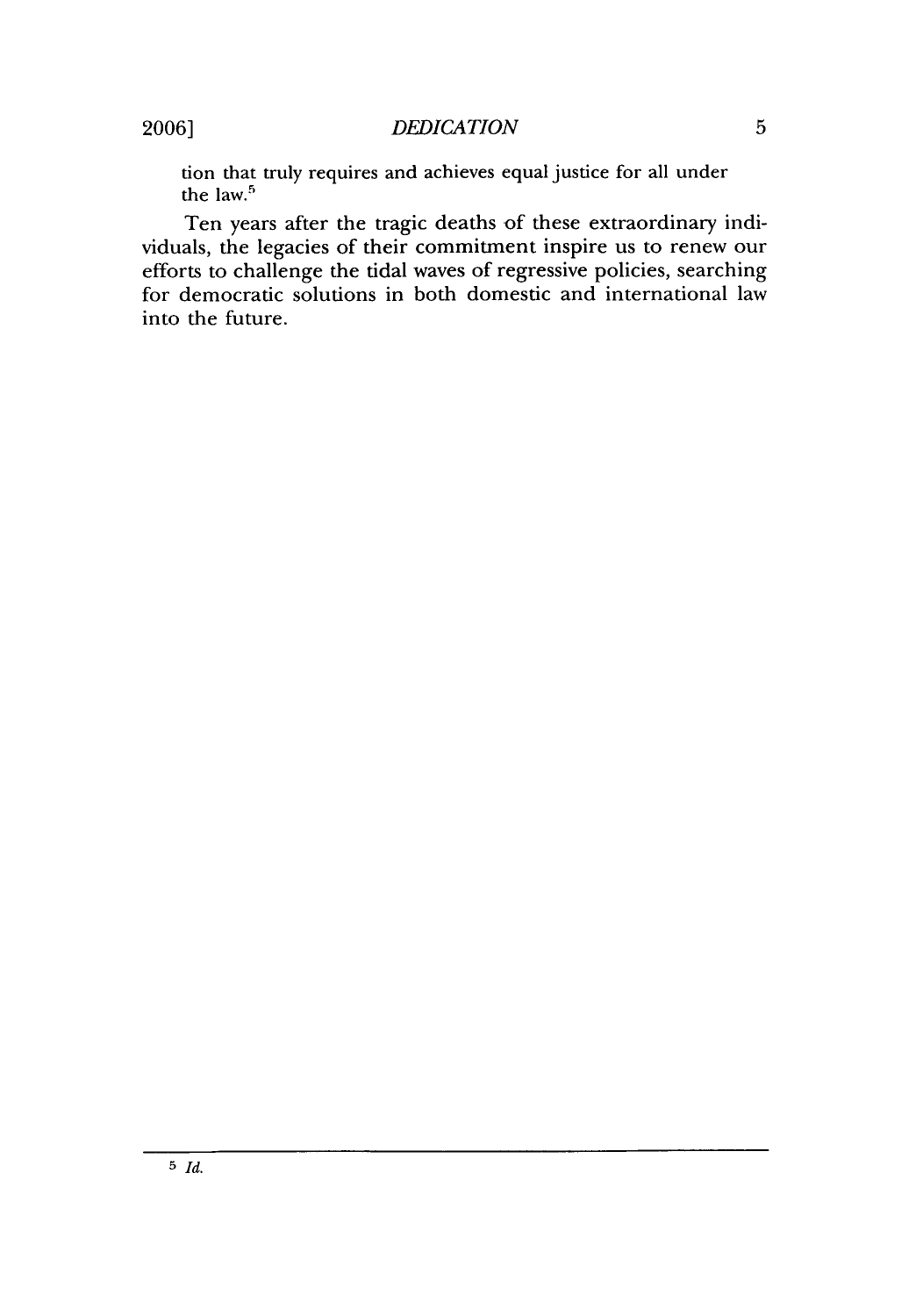tion that truly requires and achieves equal justice for all under the law.[5]

Ten years after the tragic deaths of these extraordinary individuals, the legacies of their commitment inspire us to renew our efforts to challenge the tidal waves of regressive policies, searching for democratic solutions in both domestic and international law into the future.

---

[5] *Id.*